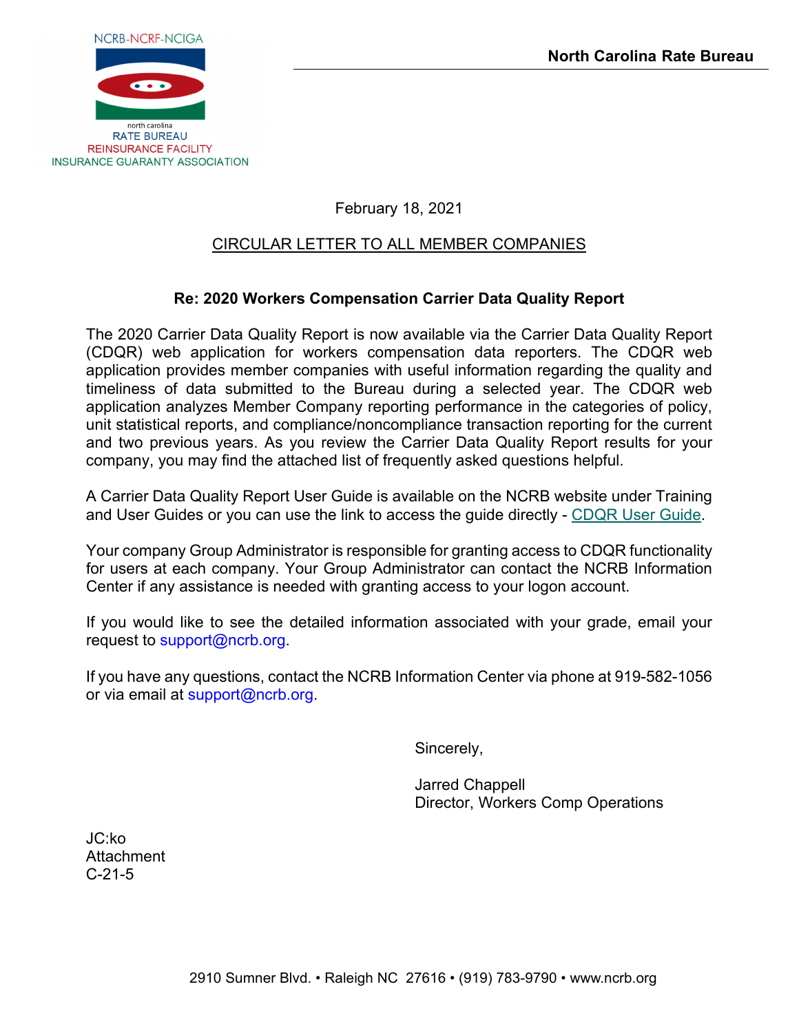NCRB-NCRF-NCIGA

north carolina
RATE BUREAU
REINSURANCE FACILITY
INSURANCE GUARANTY ASSOCIATION

**North Carolina Rate Bureau**

February 18, 2021

CIRCULAR LETTER TO ALL MEMBER COMPANIES

**Re: 2020 Workers Compensation Carrier Data Quality Report**

The 2020 Carrier Data Quality Report is now available via the Carrier Data Quality Report (CDQR) web application for workers compensation data reporters. The CDQR web application provides member companies with useful information regarding the quality and timeliness of data submitted to the Bureau during a selected year. The CDQR web application analyzes Member Company reporting performance in the categories of policy, unit statistical reports, and compliance/noncompliance transaction reporting for the current and two previous years. As you review the Carrier Data Quality Report results for your company, you may find the attached list of frequently asked questions helpful.

A Carrier Data Quality Report User Guide is available on the NCRB website under Training and User Guides or you can use the link to access the guide directly - CDQR User Guide.

Your company Group Administrator is responsible for granting access to CDQR functionality for users at each company. Your Group Administrator can contact the NCRB Information Center if any assistance is needed with granting access to your logon account.

If you would like to see the detailed information associated with your grade, email your request to support@ncrb.org.

If you have any questions, contact the NCRB Information Center via phone at 919-582-1056 or via email at support@ncrb.org.

Sincerely,

Jarred Chappell
Director, Workers Comp Operations

JC:ko
Attachment
C-21-5

2910 Sumner Blvd. • Raleigh NC 27616 • (919) 783-9790 • www.ncrb.org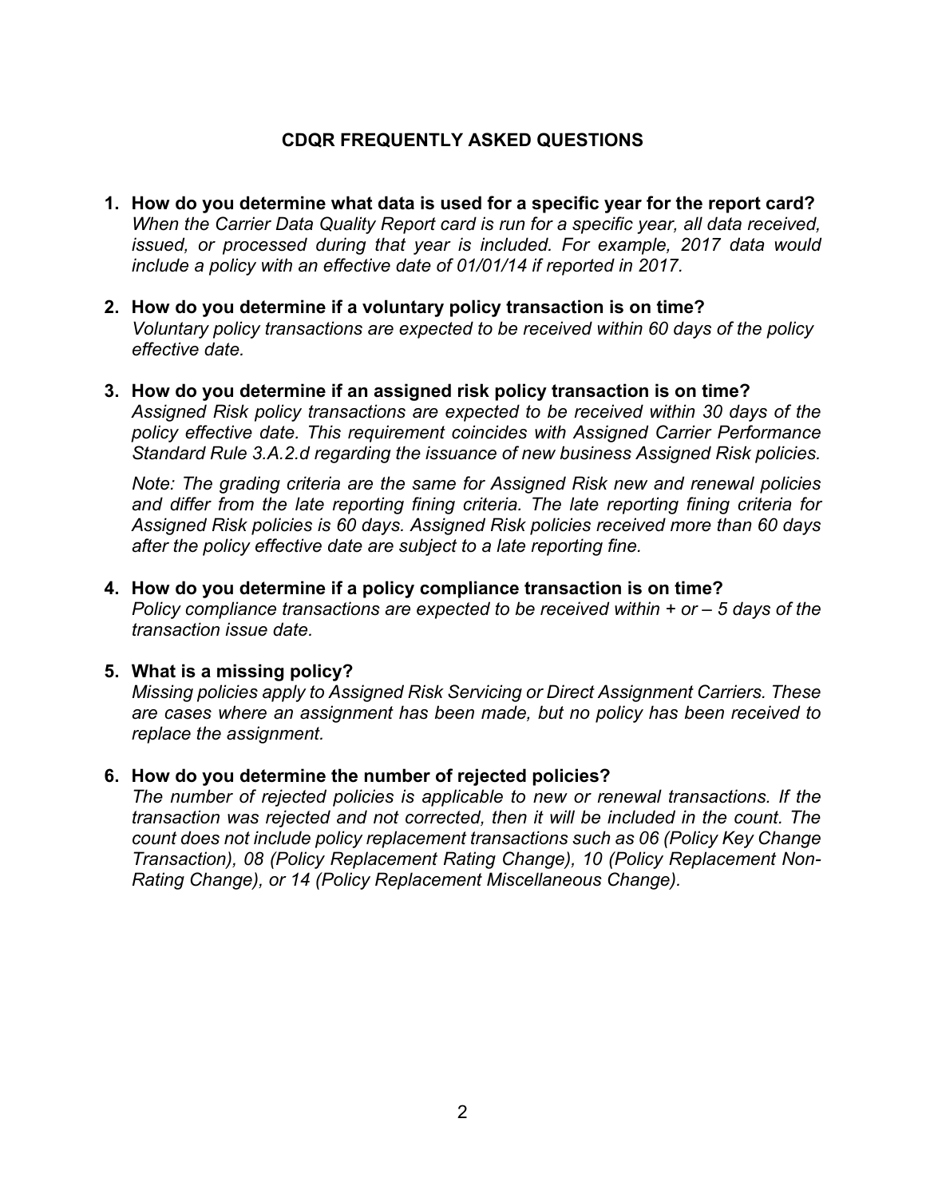## CDQR FREQUENTLY ASKED QUESTIONS

1. **How do you determine what data is used for a specific year for the report card?**
   *When the Carrier Data Quality Report card is run for a specific year, all data received, issued, or processed during that year is included. For example, 2017 data would include a policy with an effective date of 01/01/14 if reported in 2017.*

2. **How do you determine if a voluntary policy transaction is on time?**
   *Voluntary policy transactions are expected to be received within 60 days of the policy effective date.*

3. **How do you determine if an assigned risk policy transaction is on time?**
   *Assigned Risk policy transactions are expected to be received within 30 days of the policy effective date. This requirement coincides with Assigned Carrier Performance Standard Rule 3.A.2.d regarding the issuance of new business Assigned Risk policies.*

   *Note: The grading criteria are the same for Assigned Risk new and renewal policies and differ from the late reporting fining criteria. The late reporting fining criteria for Assigned Risk policies is 60 days. Assigned Risk policies received more than 60 days after the policy effective date are subject to a late reporting fine.*

4. **How do you determine if a policy compliance transaction is on time?**
   *Policy compliance transactions are expected to be received within + or – 5 days of the transaction issue date.*

5. **What is a missing policy?**
   *Missing policies apply to Assigned Risk Servicing or Direct Assignment Carriers. These are cases where an assignment has been made, but no policy has been received to replace the assignment.*

6. **How do you determine the number of rejected policies?**
   *The number of rejected policies is applicable to new or renewal transactions. If the transaction was rejected and not corrected, then it will be included in the count. The count does not include policy replacement transactions such as 06 (Policy Key Change Transaction), 08 (Policy Replacement Rating Change), 10 (Policy Replacement Non-Rating Change), or 14 (Policy Replacement Miscellaneous Change).*